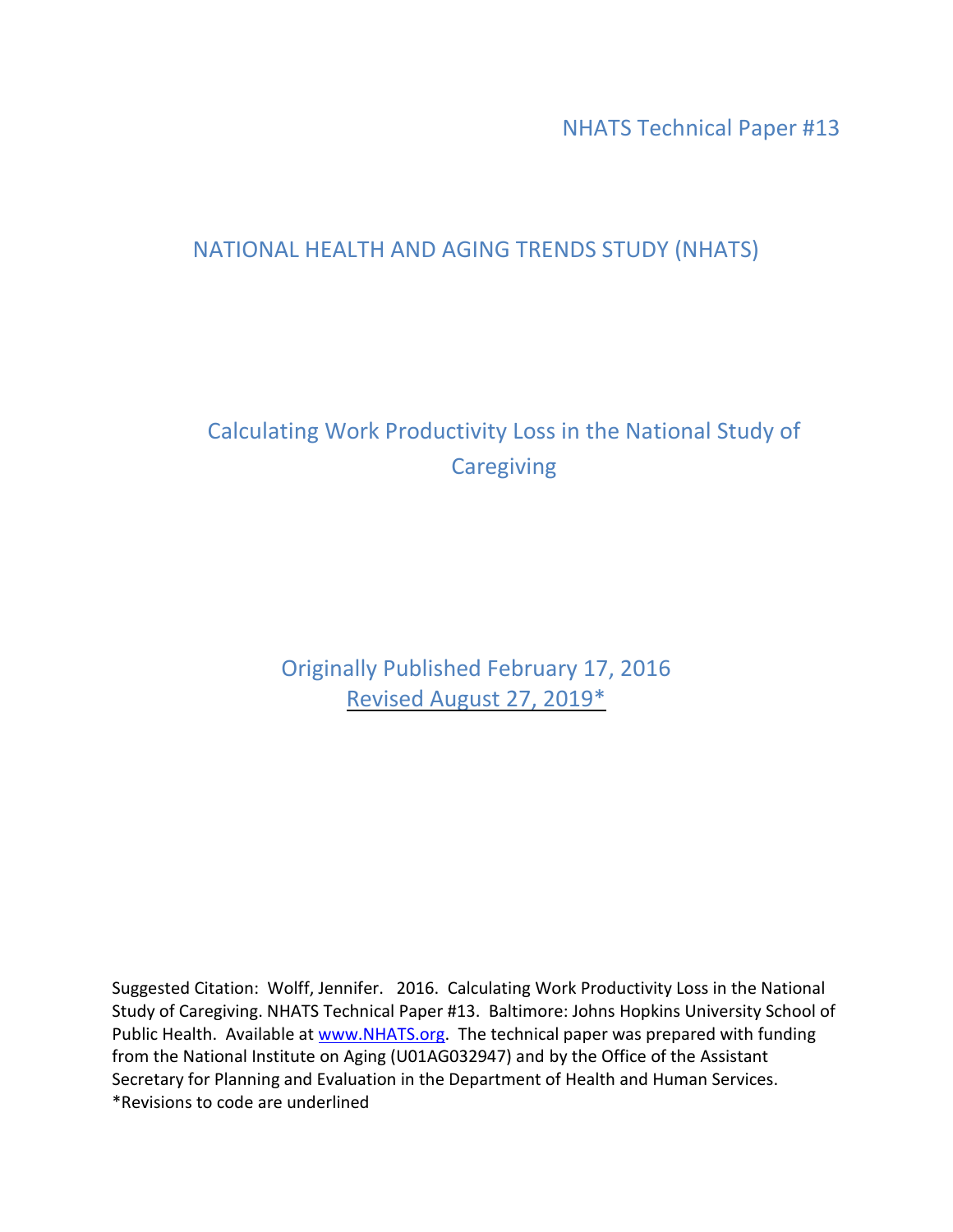NHATS Technical Paper #13

# NATIONAL HEALTH AND AGING TRENDS STUDY (NHATS)

## Calculating Work Productivity Loss in the National Study of Caregiving

Originally Published February 17, 2016

Revised August 27, 2019*

Suggested Citation: Wolff, Jennifer. 2016. Calculating Work Productivity Loss in the National Study of Caregiving. NHATS Technical Paper #13. Baltimore: Johns Hopkins University School of Public Health. Available at www.NHATS.org. The technical paper was prepared with funding from the National Institute on Aging (U01AG032947) and by the Office of the Assistant Secretary for Planning and Evaluation in the Department of Health and Human Services.

*Revisions to code are underlined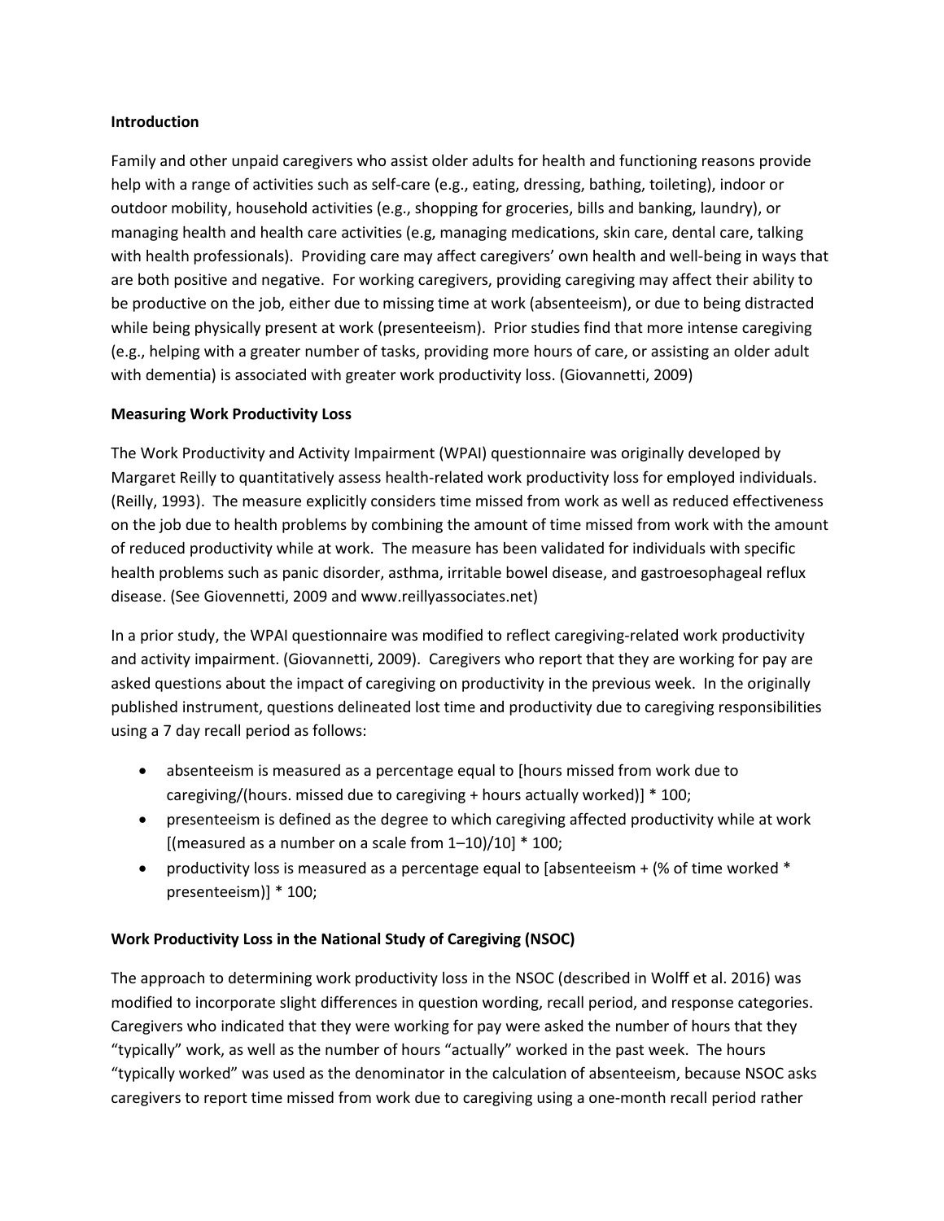**Introduction**

Family and other unpaid caregivers who assist older adults for health and functioning reasons provide help with a range of activities such as self-care (e.g., eating, dressing, bathing, toileting), indoor or outdoor mobility, household activities (e.g., shopping for groceries, bills and banking, laundry), or managing health and health care activities (e.g, managing medications, skin care, dental care, talking with health professionals). Providing care may affect caregivers' own health and well-being in ways that are both positive and negative. For working caregivers, providing caregiving may affect their ability to be productive on the job, either due to missing time at work (absenteeism), or due to being distracted while being physically present at work (presenteeism). Prior studies find that more intense caregiving (e.g., helping with a greater number of tasks, providing more hours of care, or assisting an older adult with dementia) is associated with greater work productivity loss. (Giovannetti, 2009)

**Measuring Work Productivity Loss**

The Work Productivity and Activity Impairment (WPAI) questionnaire was originally developed by Margaret Reilly to quantitatively assess health-related work productivity loss for employed individuals. (Reilly, 1993). The measure explicitly considers time missed from work as well as reduced effectiveness on the job due to health problems by combining the amount of time missed from work with the amount of reduced productivity while at work. The measure has been validated for individuals with specific health problems such as panic disorder, asthma, irritable bowel disease, and gastroesophageal reflux disease. (See Giovennetti, 2009 and www.reillyassociates.net)

In a prior study, the WPAI questionnaire was modified to reflect caregiving-related work productivity and activity impairment. (Giovannetti, 2009). Caregivers who report that they are working for pay are asked questions about the impact of caregiving on productivity in the previous week. In the originally published instrument, questions delineated lost time and productivity due to caregiving responsibilities using a 7 day recall period as follows:

- absenteeism is measured as a percentage equal to [hours missed from work due to caregiving/(hours. missed due to caregiving + hours actually worked)] * 100;
- presenteeism is defined as the degree to which caregiving affected productivity while at work [(measured as a number on a scale from 1–10)/10] * 100;
- productivity loss is measured as a percentage equal to [absenteeism + (% of time worked * presenteeism)] * 100;

**Work Productivity Loss in the National Study of Caregiving (NSOC)**

The approach to determining work productivity loss in the NSOC (described in Wolff et al. 2016) was modified to incorporate slight differences in question wording, recall period, and response categories. Caregivers who indicated that they were working for pay were asked the number of hours that they "typically" work, as well as the number of hours "actually" worked in the past week. The hours "typically worked" was used as the denominator in the calculation of absenteeism, because NSOC asks caregivers to report time missed from work due to caregiving using a one-month recall period rather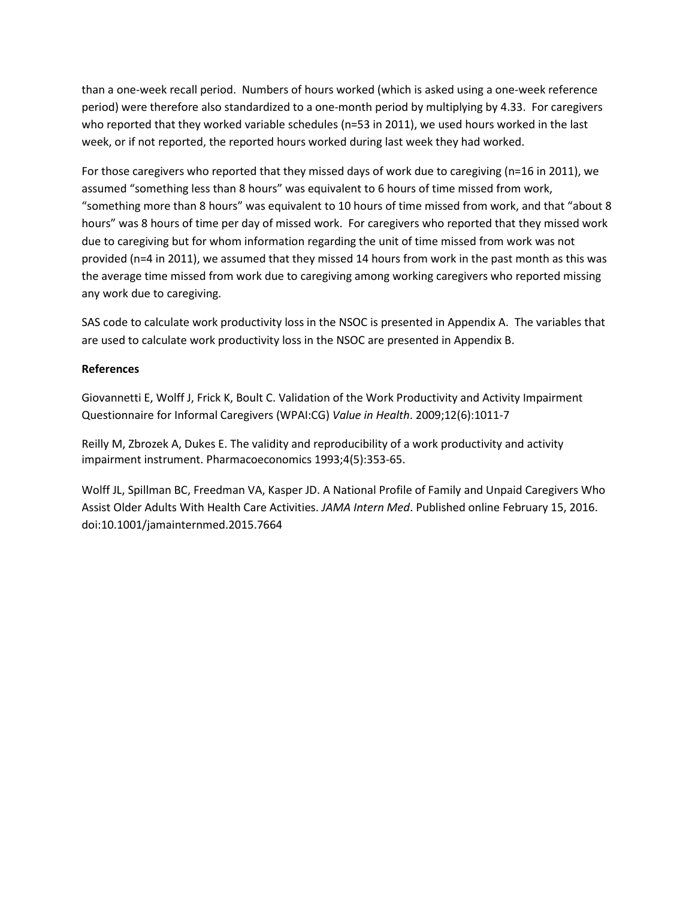than a one-week recall period. Numbers of hours worked (which is asked using a one-week reference period) were therefore also standardized to a one-month period by multiplying by 4.33. For caregivers who reported that they worked variable schedules (n=53 in 2011), we used hours worked in the last week, or if not reported, the reported hours worked during last week they had worked.

For those caregivers who reported that they missed days of work due to caregiving (n=16 in 2011), we assumed "something less than 8 hours" was equivalent to 6 hours of time missed from work, "something more than 8 hours" was equivalent to 10 hours of time missed from work, and that "about 8 hours" was 8 hours of time per day of missed work. For caregivers who reported that they missed work due to caregiving but for whom information regarding the unit of time missed from work was not provided (n=4 in 2011), we assumed that they missed 14 hours from work in the past month as this was the average time missed from work due to caregiving among working caregivers who reported missing any work due to caregiving.

SAS code to calculate work productivity loss in the NSOC is presented in Appendix A. The variables that are used to calculate work productivity loss in the NSOC are presented in Appendix B.

**References**

Giovannetti E, Wolff J, Frick K, Boult C. Validation of the Work Productivity and Activity Impairment Questionnaire for Informal Caregivers (WPAI:CG) *Value in Health*. 2009;12(6):1011-7

Reilly M, Zbrozek A, Dukes E. The validity and reproducibility of a work productivity and activity impairment instrument. Pharmacoeconomics 1993;4(5):353-65.

Wolff JL, Spillman BC, Freedman VA, Kasper JD. A National Profile of Family and Unpaid Caregivers Who Assist Older Adults With Health Care Activities. *JAMA Intern Med*. Published online February 15, 2016. doi:10.1001/jamainternmed.2015.7664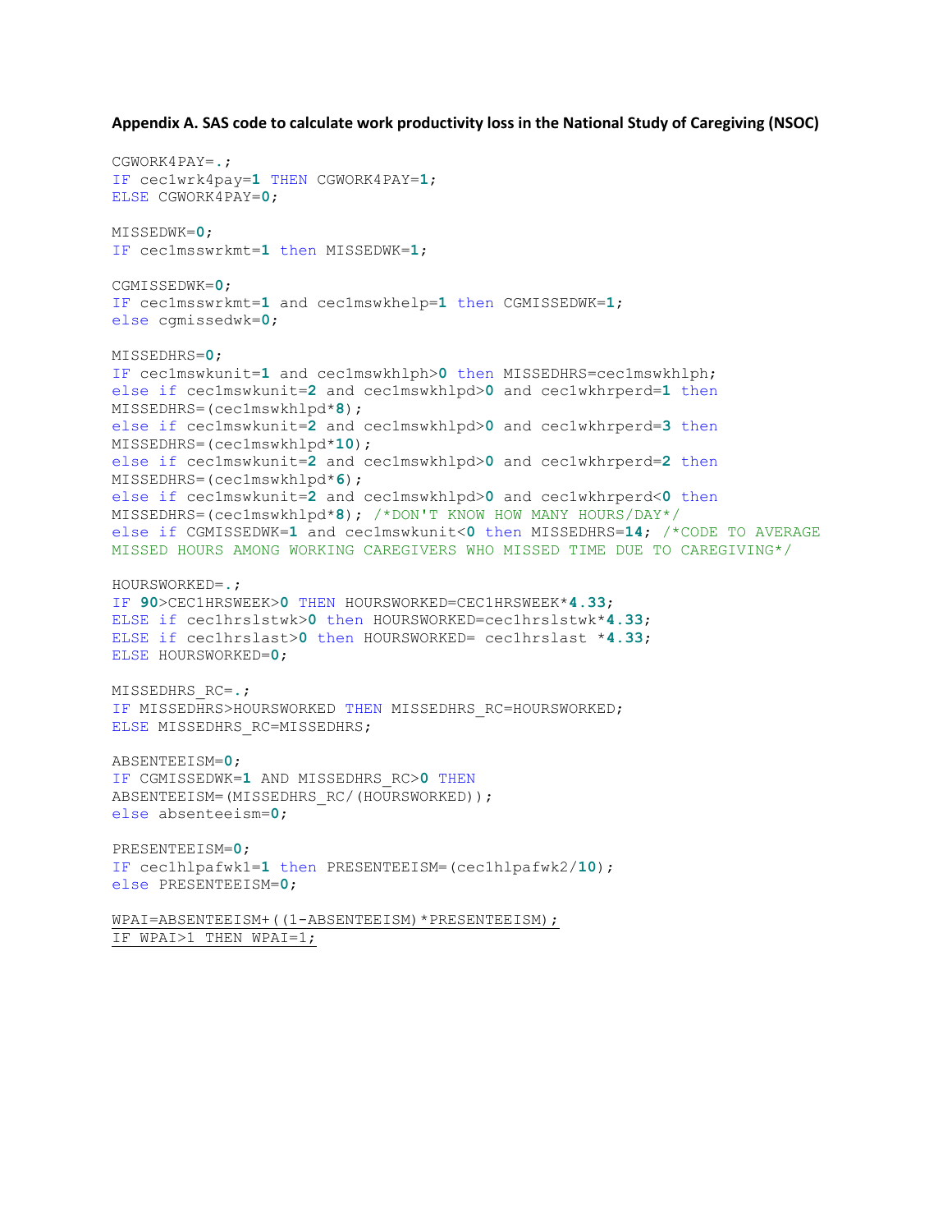**Appendix A. SAS code to calculate work productivity loss in the National Study of Caregiving (NSOC)**

```
CGWORK4PAY=.;
IF cec1wrk4pay=1 THEN CGWORK4PAY=1;
ELSE CGWORK4PAY=0;

MISSEDWK=0;
IF cec1msswrkmt=1 then MISSEDWK=1;

CGMISSEDWK=0;
IF cec1msswrkmt=1 and cec1mswkhelp=1 then CGMISSEDWK=1;
else cgmissedwk=0;

MISSEDHRS=0;
IF cec1mswkunit=1 and cec1mswkhlph>0 then MISSEDHRS=cec1mswkhlph;
else if cec1mswkunit=2 and cec1mswkhlpd>0 and cec1wkhrperd=1 then
MISSEDHRS=(cec1mswkhlpd*8);
else if cec1mswkunit=2 and cec1mswkhlpd>0 and cec1wkhrperd=3 then
MISSEDHRS=(cec1mswkhlpd*10);
else if cec1mswkunit=2 and cec1mswkhlpd>0 and cec1wkhrperd=2 then
MISSEDHRS=(cec1mswkhlpd*6);
else if cec1mswkunit=2 and cec1mswkhlpd>0 and cec1wkhrperd<0 then
MISSEDHRS=(cec1mswkhlpd*8); /*DON'T KNOW HOW MANY HOURS/DAY*/
else if CGMISSEDWK=1 and cec1mswkunit<0 then MISSEDHRS=14; /*CODE TO AVERAGE
MISSED HOURS AMONG WORKING CAREGIVERS WHO MISSED TIME DUE TO CAREGIVING*/

HOURSWORKED=.;
IF 90>CEC1HRSWEEK>0 THEN HOURSWORKED=CEC1HRSWEEK*4.33;
ELSE if cec1hrslstwk>0 then HOURSWORKED=cec1hrslstwk*4.33;
ELSE if cec1hrslast>0 then HOURSWORKED= cec1hrslast *4.33;
ELSE HOURSWORKED=0;

MISSEDHRS_RC=.;
IF MISSEDHRS>HOURSWORKED THEN MISSEDHRS_RC=HOURSWORKED;
ELSE MISSEDHRS_RC=MISSEDHRS;

ABSENTEEISM=0;
IF CGMISSEDWK=1 AND MISSEDHRS_RC>0 THEN
ABSENTEEISM=(MISSEDHRS_RC/(HOURSWORKED));
else absenteeism=0;

PRESENTEEISM=0;
IF cec1hlpafwk1=1 then PRESENTEEISM=(cec1hlpafwk2/10);
else PRESENTEEISM=0;

WPAI=ABSENTEEISM+((1-ABSENTEEISM)*PRESENTEEISM);
IF WPAI>1 THEN WPAI=1;
```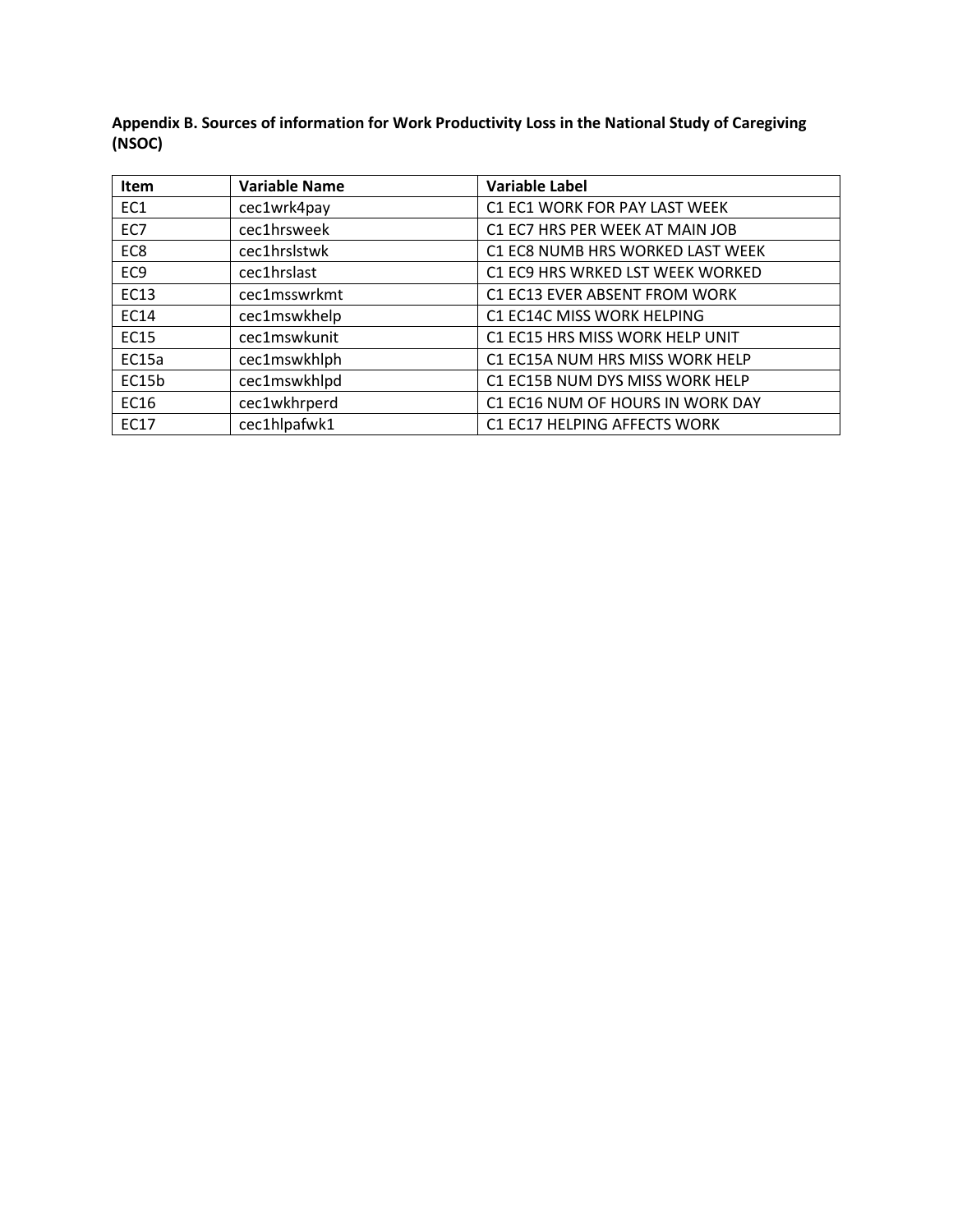**Appendix B. Sources of information for Work Productivity Loss in the National Study of Caregiving (NSOC)**

| Item | Variable Name | Variable Label |
|---|---|---|
| EC1 | cec1wrk4pay | C1 EC1 WORK FOR PAY LAST WEEK |
| EC7 | cec1hrsweek | C1 EC7 HRS PER WEEK AT MAIN JOB |
| EC8 | cec1hrslstwk | C1 EC8 NUMB HRS WORKED LAST WEEK |
| EC9 | cec1hrslast | C1 EC9 HRS WRKED LST WEEK WORKED |
| EC13 | cec1msswrkmt | C1 EC13 EVER ABSENT FROM WORK |
| EC14 | cec1mswkhelp | C1 EC14C MISS WORK HELPING |
| EC15 | cec1mswkunit | C1 EC15 HRS MISS WORK HELP UNIT |
| EC15a | cec1mswkhlph | C1 EC15A NUM HRS MISS WORK HELP |
| EC15b | cec1mswkhlpd | C1 EC15B NUM DYS MISS WORK HELP |
| EC16 | cec1wkhrperd | C1 EC16 NUM OF HOURS IN WORK DAY |
| EC17 | cec1hlpafwk1 | C1 EC17 HELPING AFFECTS WORK |